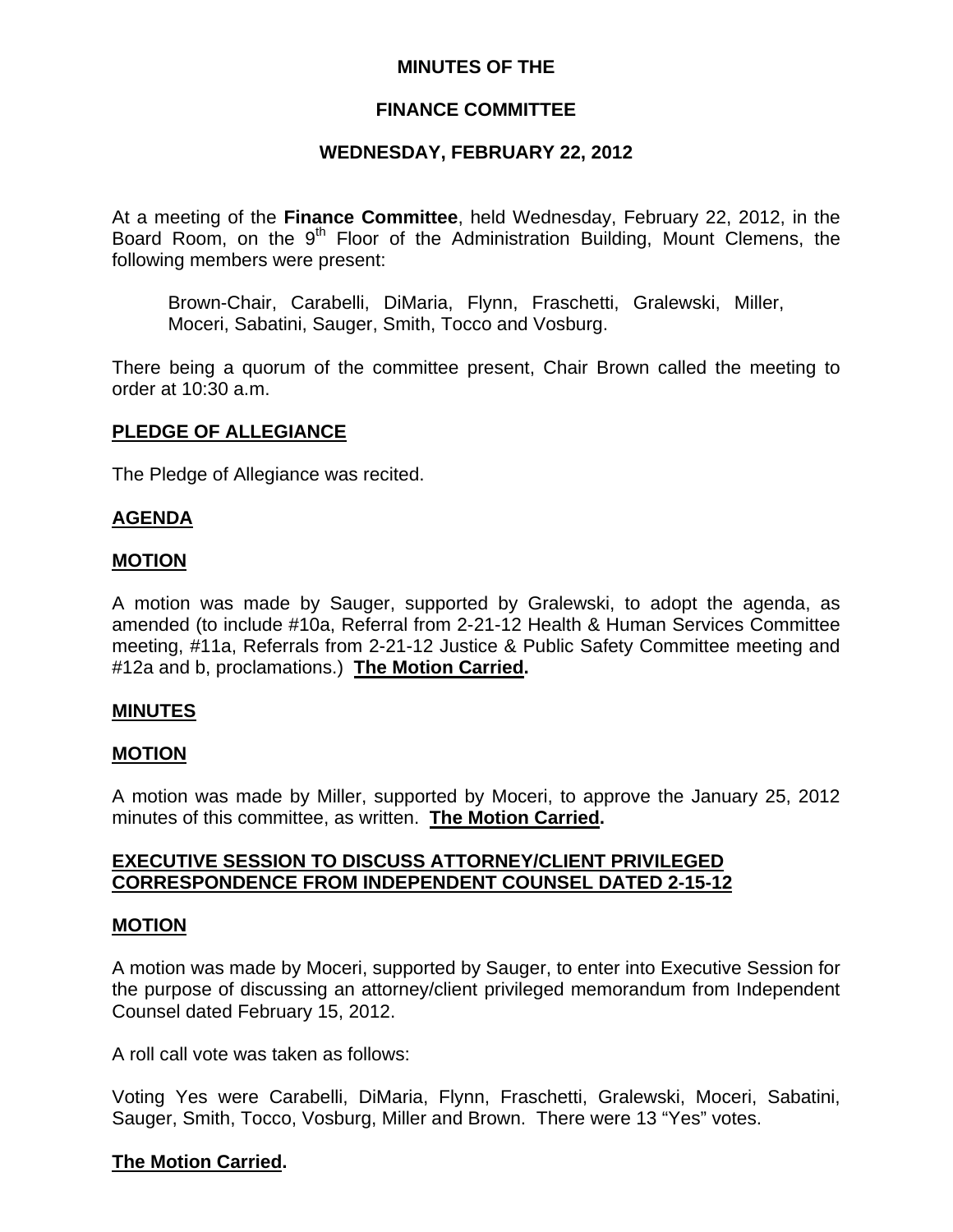# MINUTES OF THE

# FINANCE COMMITTEE

# WEDNESDAY, FEBRUARY 22, 2012

At a meeting of the **Finance Committee**, held Wednesday, February 22, 2012, in the Board Room, on the 9th Floor of the Administration Building, Mount Clemens, the following members were present:

Brown-Chair, Carabelli, DiMaria, Flynn, Fraschetti, Gralewski, Miller, Moceri, Sabatini, Sauger, Smith, Tocco and Vosburg.

There being a quorum of the committee present, Chair Brown called the meeting to order at 10:30 a.m.

## PLEDGE OF ALLEGIANCE

The Pledge of Allegiance was recited.

## AGENDA

## MOTION

A motion was made by Sauger, supported by Gralewski, to adopt the agenda, as amended (to include #10a, Referral from 2-21-12 Health & Human Services Committee meeting, #11a, Referrals from 2-21-12 Justice & Public Safety Committee meeting and #12a and b, proclamations.) **The Motion Carried.**

## MINUTES

## MOTION

A motion was made by Miller, supported by Moceri, to approve the January 25, 2012 minutes of this committee, as written. **The Motion Carried.**

## EXECUTIVE SESSION TO DISCUSS ATTORNEY/CLIENT PRIVILEGED CORRESPONDENCE FROM INDEPENDENT COUNSEL DATED 2-15-12

## MOTION

A motion was made by Moceri, supported by Sauger, to enter into Executive Session for the purpose of discussing an attorney/client privileged memorandum from Independent Counsel dated February 15, 2012.

A roll call vote was taken as follows:

Voting Yes were Carabelli, DiMaria, Flynn, Fraschetti, Gralewski, Moceri, Sabatini, Sauger, Smith, Tocco, Vosburg, Miller and Brown. There were 13 "Yes" votes.

**The Motion Carried.**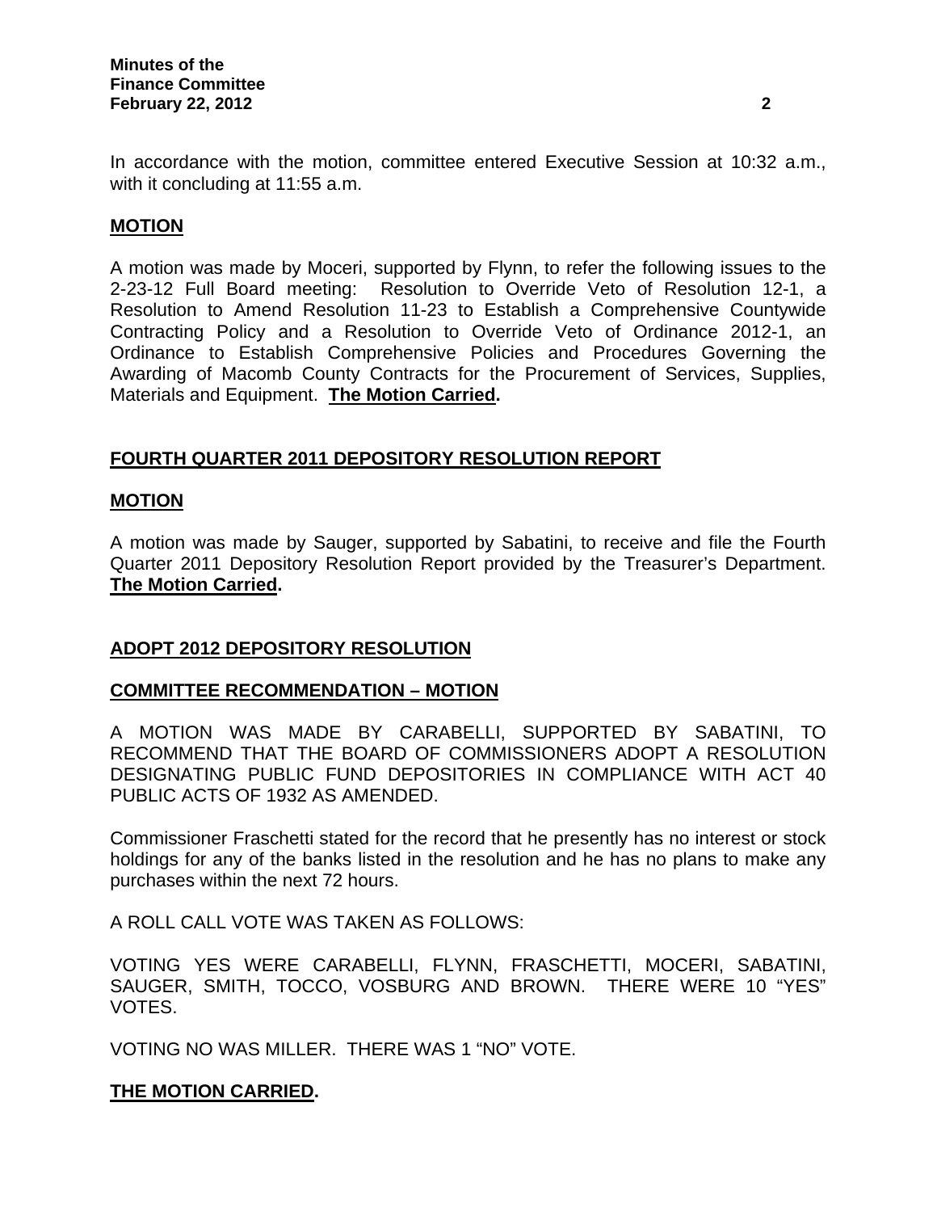In accordance with the motion, committee entered Executive Session at 10:32 a.m., with it concluding at 11:55 a.m.

**MOTION**

A motion was made by Moceri, supported by Flynn, to refer the following issues to the 2-23-12 Full Board meeting: Resolution to Override Veto of Resolution 12-1, a Resolution to Amend Resolution 11-23 to Establish a Comprehensive Countywide Contracting Policy and a Resolution to Override Veto of Ordinance 2012-1, an Ordinance to Establish Comprehensive Policies and Procedures Governing the Awarding of Macomb County Contracts for the Procurement of Services, Supplies, Materials and Equipment. **The Motion Carried.**

## FOURTH QUARTER 2011 DEPOSITORY RESOLUTION REPORT

**MOTION**

A motion was made by Sauger, supported by Sabatini, to receive and file the Fourth Quarter 2011 Depository Resolution Report provided by the Treasurer's Department. **The Motion Carried.**

## ADOPT 2012 DEPOSITORY RESOLUTION

**COMMITTEE RECOMMENDATION – MOTION**

A MOTION WAS MADE BY CARABELLI, SUPPORTED BY SABATINI, TO RECOMMEND THAT THE BOARD OF COMMISSIONERS ADOPT A RESOLUTION DESIGNATING PUBLIC FUND DEPOSITORIES IN COMPLIANCE WITH ACT 40 PUBLIC ACTS OF 1932 AS AMENDED.

Commissioner Fraschetti stated for the record that he presently has no interest or stock holdings for any of the banks listed in the resolution and he has no plans to make any purchases within the next 72 hours.

A ROLL CALL VOTE WAS TAKEN AS FOLLOWS:

VOTING YES WERE CARABELLI, FLYNN, FRASCHETTI, MOCERI, SABATINI, SAUGER, SMITH, TOCCO, VOSBURG AND BROWN. THERE WERE 10 "YES" VOTES.

VOTING NO WAS MILLER. THERE WAS 1 "NO" VOTE.

**THE MOTION CARRIED.**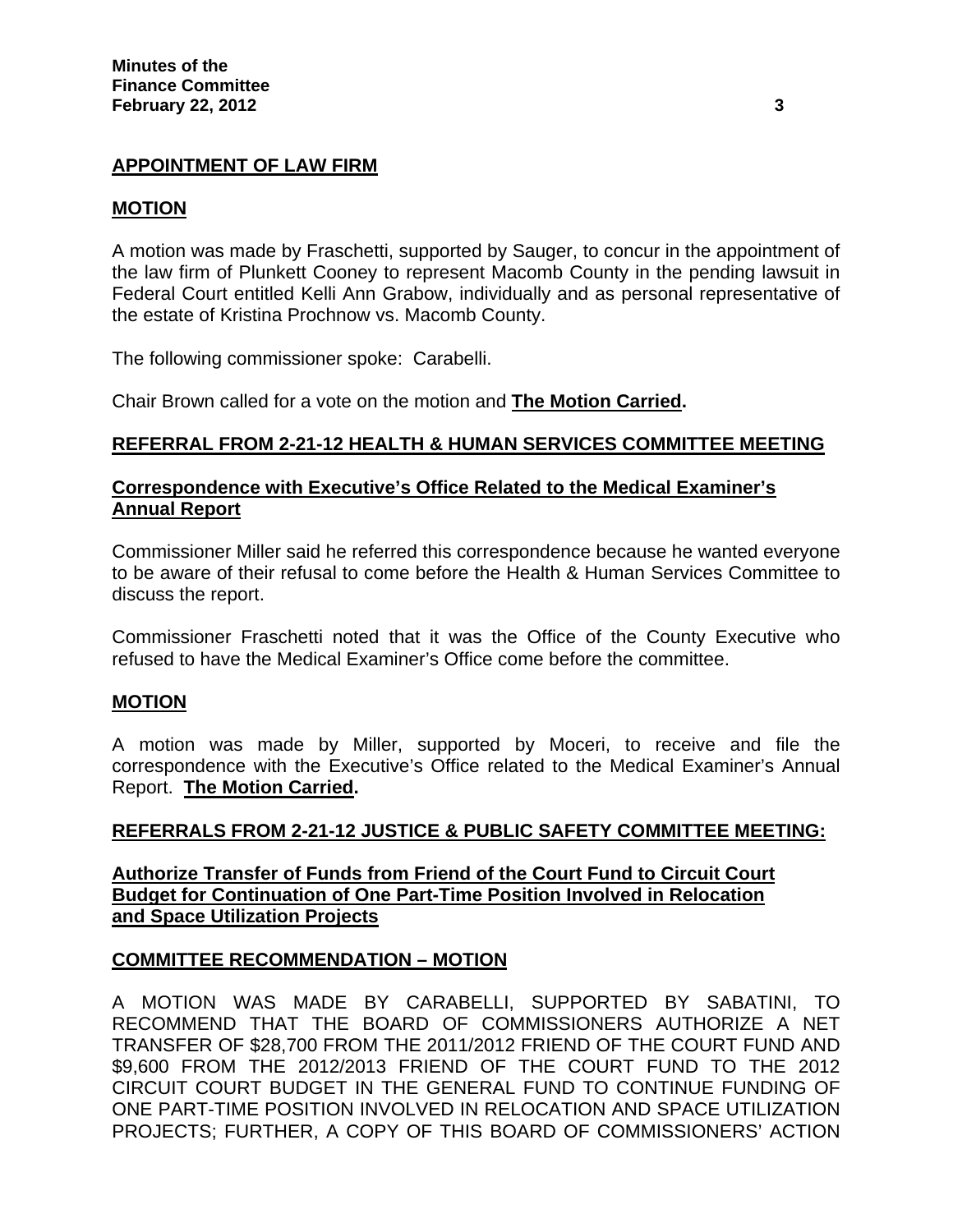## APPOINTMENT OF LAW FIRM

### MOTION

A motion was made by Fraschetti, supported by Sauger, to concur in the appointment of the law firm of Plunkett Cooney to represent Macomb County in the pending lawsuit in Federal Court entitled Kelli Ann Grabow, individually and as personal representative of the estate of Kristina Prochnow vs. Macomb County.

The following commissioner spoke: Carabelli.

Chair Brown called for a vote on the motion and **The Motion Carried.**

## REFERRAL FROM 2-21-12 HEALTH & HUMAN SERVICES COMMITTEE MEETING

### Correspondence with Executive's Office Related to the Medical Examiner's Annual Report

Commissioner Miller said he referred this correspondence because he wanted everyone to be aware of their refusal to come before the Health & Human Services Committee to discuss the report.

Commissioner Fraschetti noted that it was the Office of the County Executive who refused to have the Medical Examiner's Office come before the committee.

### MOTION

A motion was made by Miller, supported by Moceri, to receive and file the correspondence with the Executive's Office related to the Medical Examiner's Annual Report. **The Motion Carried.**

## REFERRALS FROM 2-21-12 JUSTICE & PUBLIC SAFETY COMMITTEE MEETING:

### Authorize Transfer of Funds from Friend of the Court Fund to Circuit Court Budget for Continuation of One Part-Time Position Involved in Relocation and Space Utilization Projects

### COMMITTEE RECOMMENDATION – MOTION

A MOTION WAS MADE BY CARABELLI, SUPPORTED BY SABATINI, TO RECOMMEND THAT THE BOARD OF COMMISSIONERS AUTHORIZE A NET TRANSFER OF $28,700 FROM THE 2011/2012 FRIEND OF THE COURT FUND AND $9,600 FROM THE 2012/2013 FRIEND OF THE COURT FUND TO THE 2012 CIRCUIT COURT BUDGET IN THE GENERAL FUND TO CONTINUE FUNDING OF ONE PART-TIME POSITION INVOLVED IN RELOCATION AND SPACE UTILIZATION PROJECTS; FURTHER, A COPY OF THIS BOARD OF COMMISSIONERS' ACTION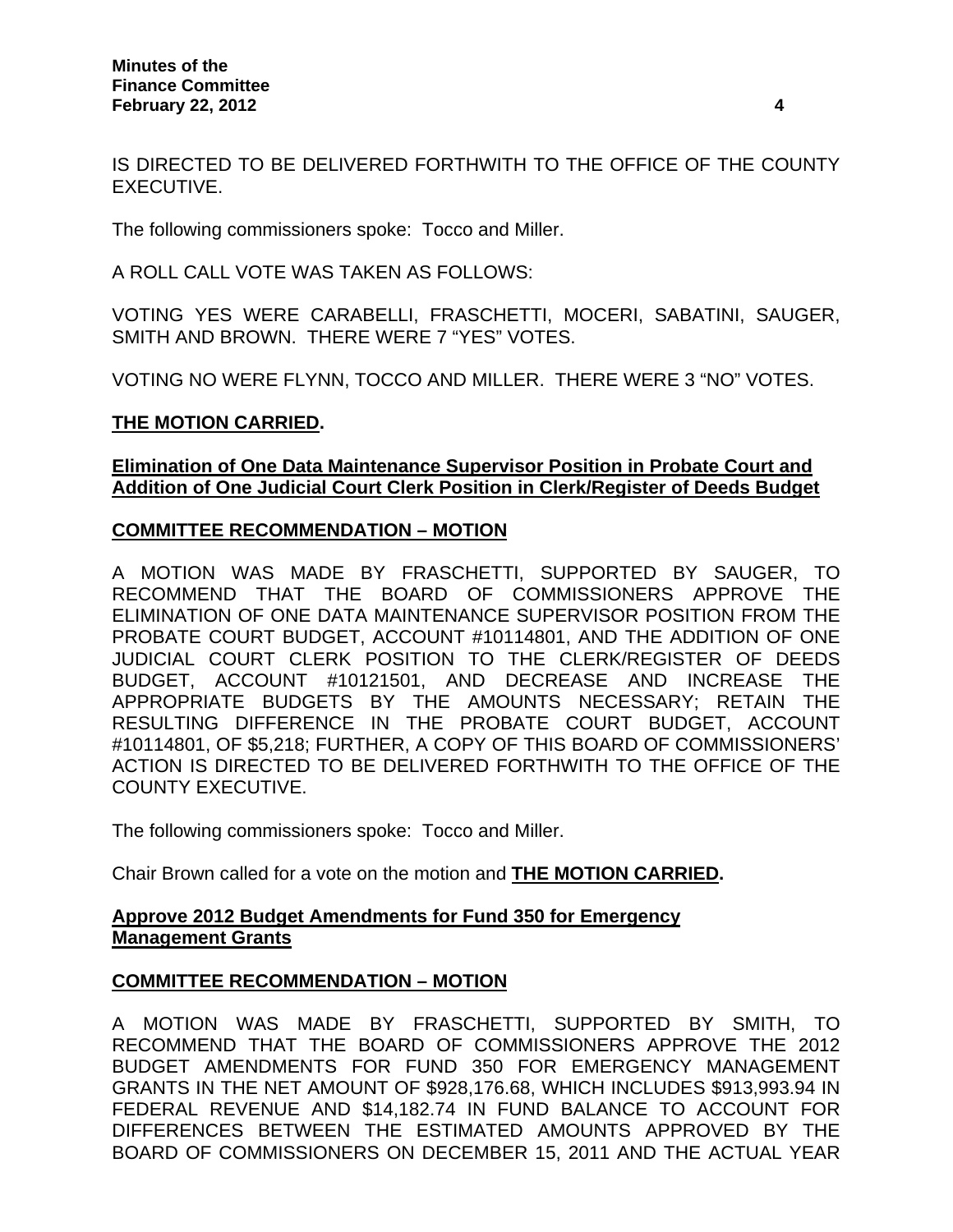IS DIRECTED TO BE DELIVERED FORTHWITH TO THE OFFICE OF THE COUNTY EXECUTIVE.

The following commissioners spoke: Tocco and Miller.

A ROLL CALL VOTE WAS TAKEN AS FOLLOWS:

VOTING YES WERE CARABELLI, FRASCHETTI, MOCERI, SABATINI, SAUGER, SMITH AND BROWN. THERE WERE 7 "YES" VOTES.

VOTING NO WERE FLYNN, TOCCO AND MILLER. THERE WERE 3 "NO" VOTES.

**THE MOTION CARRIED.**

**Elimination of One Data Maintenance Supervisor Position in Probate Court and Addition of One Judicial Court Clerk Position in Clerk/Register of Deeds Budget**

**COMMITTEE RECOMMENDATION – MOTION**

A MOTION WAS MADE BY FRASCHETTI, SUPPORTED BY SAUGER, TO RECOMMEND THAT THE BOARD OF COMMISSIONERS APPROVE THE ELIMINATION OF ONE DATA MAINTENANCE SUPERVISOR POSITION FROM THE PROBATE COURT BUDGET, ACCOUNT #10114801, AND THE ADDITION OF ONE JUDICIAL COURT CLERK POSITION TO THE CLERK/REGISTER OF DEEDS BUDGET, ACCOUNT #10121501, AND DECREASE AND INCREASE THE APPROPRIATE BUDGETS BY THE AMOUNTS NECESSARY; RETAIN THE RESULTING DIFFERENCE IN THE PROBATE COURT BUDGET, ACCOUNT #10114801, OF $5,218; FURTHER, A COPY OF THIS BOARD OF COMMISSIONERS' ACTION IS DIRECTED TO BE DELIVERED FORTHWITH TO THE OFFICE OF THE COUNTY EXECUTIVE.

The following commissioners spoke: Tocco and Miller.

Chair Brown called for a vote on the motion and **THE MOTION CARRIED.**

**Approve 2012 Budget Amendments for Fund 350 for Emergency Management Grants**

**COMMITTEE RECOMMENDATION – MOTION**

A MOTION WAS MADE BY FRASCHETTI, SUPPORTED BY SMITH, TO RECOMMEND THAT THE BOARD OF COMMISSIONERS APPROVE THE 2012 BUDGET AMENDMENTS FOR FUND 350 FOR EMERGENCY MANAGEMENT GRANTS IN THE NET AMOUNT OF $928,176.68, WHICH INCLUDES $913,993.94 IN FEDERAL REVENUE AND $14,182.74 IN FUND BALANCE TO ACCOUNT FOR DIFFERENCES BETWEEN THE ESTIMATED AMOUNTS APPROVED BY THE BOARD OF COMMISSIONERS ON DECEMBER 15, 2011 AND THE ACTUAL YEAR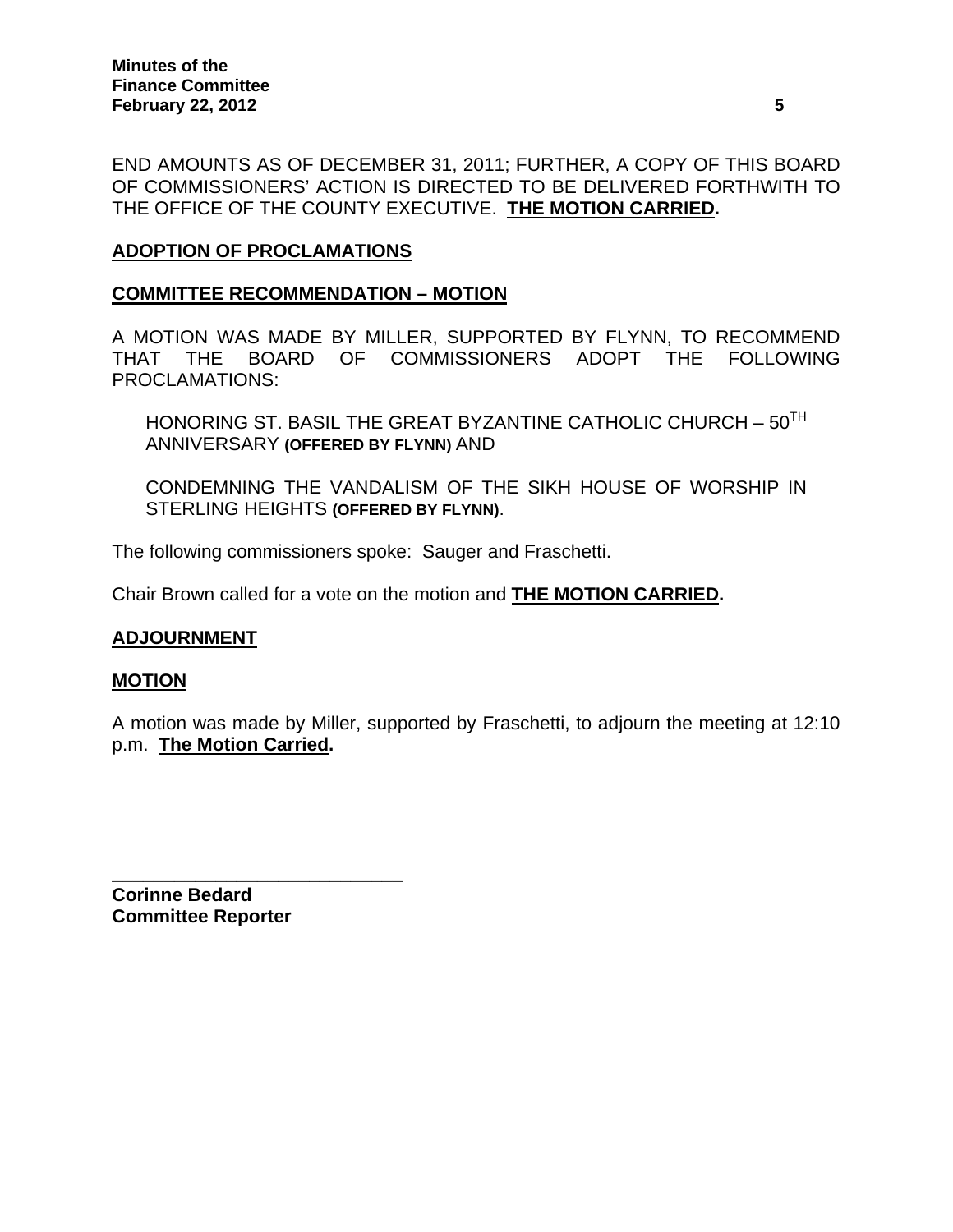END AMOUNTS AS OF DECEMBER 31, 2011; FURTHER, A COPY OF THIS BOARD OF COMMISSIONERS' ACTION IS DIRECTED TO BE DELIVERED FORTHWITH TO THE OFFICE OF THE COUNTY EXECUTIVE. **THE MOTION CARRIED.**

**ADOPTION OF PROCLAMATIONS**

**COMMITTEE RECOMMENDATION – MOTION**

A MOTION WAS MADE BY MILLER, SUPPORTED BY FLYNN, TO RECOMMEND THAT THE BOARD OF COMMISSIONERS ADOPT THE FOLLOWING PROCLAMATIONS:

> HONORING ST. BASIL THE GREAT BYZANTINE CATHOLIC CHURCH – 50TH ANNIVERSARY **(OFFERED BY FLYNN)** AND
>
> CONDEMNING THE VANDALISM OF THE SIKH HOUSE OF WORSHIP IN STERLING HEIGHTS **(OFFERED BY FLYNN)**.

The following commissioners spoke: Sauger and Fraschetti.

Chair Brown called for a vote on the motion and **THE MOTION CARRIED.**

**ADJOURNMENT**

**MOTION**

A motion was made by Miller, supported by Fraschetti, to adjourn the meeting at 12:10 p.m. **The Motion Carried.**

\_\_\_\_\_\_\_\_\_\_\_\_\_\_\_\_\_\_\_\_\_\_\_\_\_\_\_\_\_\_

**Corinne Bedard**
**Committee Reporter**